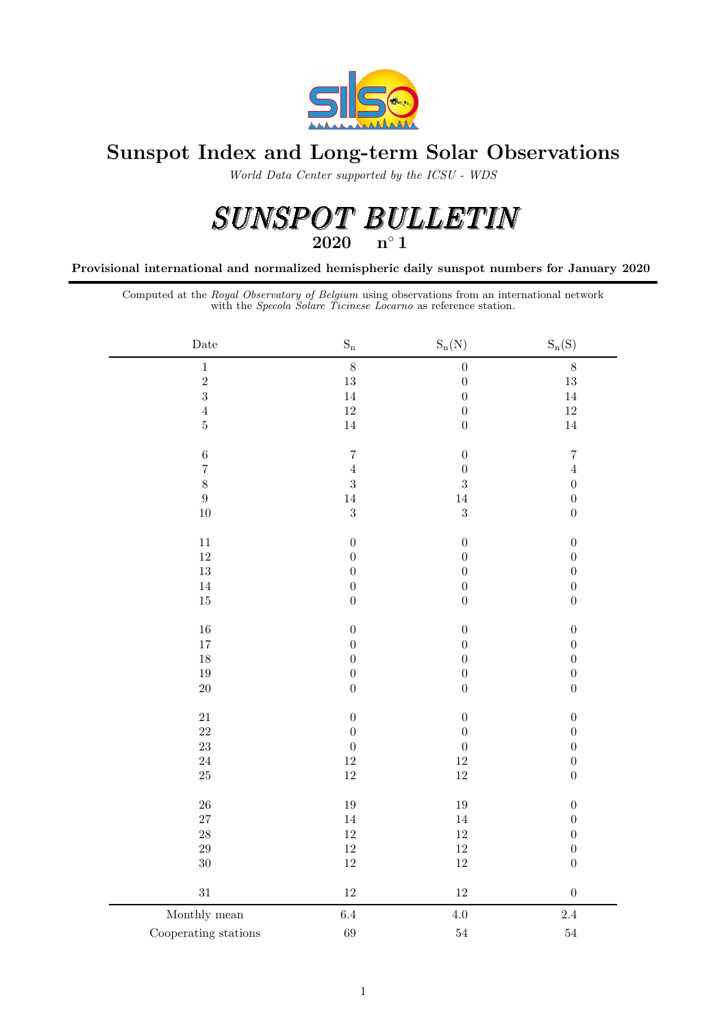# Sunspot Index and Long-term Solar Observations

*World Data Center supported by the ICSU - WDS*

# *SUNSPOT BULLETIN*

## 2020 n° 1

**Provisional international and normalized hemispheric daily sunspot numbers for January 2020**

Computed at the *Royal Observatory of Belgium* using observations from an international network with the *Specola Solare Ticinese Locarno* as reference station.

| Date | $S_n$ | $S_n(N)$ | $S_n(S)$ |
|---|---|---|---|
| 1 | 8 | 0 | 8 |
| 2 | 13 | 0 | 13 |
| 3 | 14 | 0 | 14 |
| 4 | 12 | 0 | 12 |
| 5 | 14 | 0 | 14 |
| 6 | 7 | 0 | 7 |
| 7 | 4 | 0 | 4 |
| 8 | 3 | 3 | 0 |
| 9 | 14 | 14 | 0 |
| 10 | 3 | 3 | 0 |
| 11 | 0 | 0 | 0 |
| 12 | 0 | 0 | 0 |
| 13 | 0 | 0 | 0 |
| 14 | 0 | 0 | 0 |
| 15 | 0 | 0 | 0 |
| 16 | 0 | 0 | 0 |
| 17 | 0 | 0 | 0 |
| 18 | 0 | 0 | 0 |
| 19 | 0 | 0 | 0 |
| 20 | 0 | 0 | 0 |
| 21 | 0 | 0 | 0 |
| 22 | 0 | 0 | 0 |
| 23 | 0 | 0 | 0 |
| 24 | 12 | 12 | 0 |
| 25 | 12 | 12 | 0 |
| 26 | 19 | 19 | 0 |
| 27 | 14 | 14 | 0 |
| 28 | 12 | 12 | 0 |
| 29 | 12 | 12 | 0 |
| 30 | 12 | 12 | 0 |
| 31 | 12 | 12 | 0 |
| Monthly mean | 6.4 | 4.0 | 2.4 |
| Cooperating stations | 69 | 54 | 54 |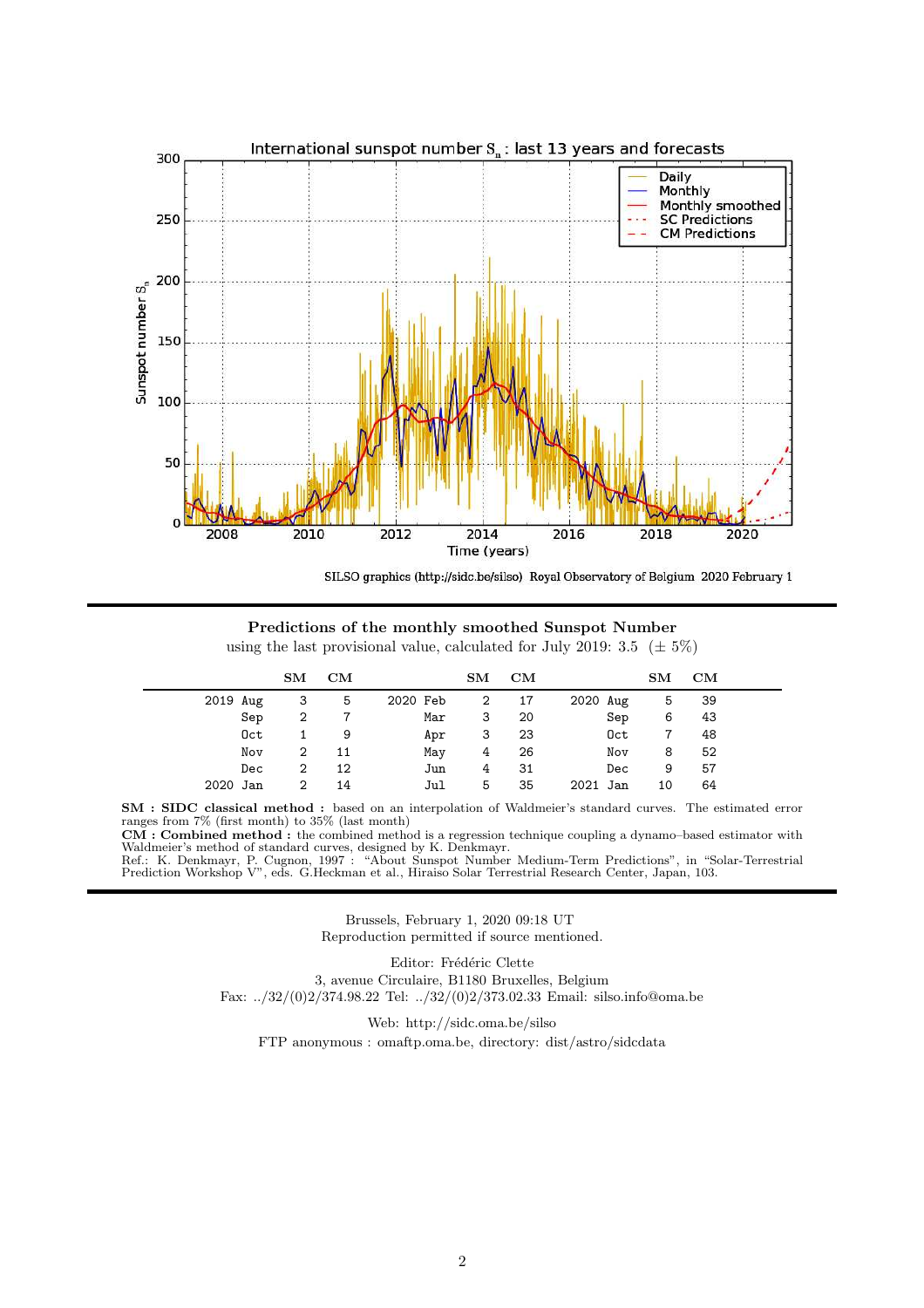International sunspot number $S_n$ : last 13 years and forecasts

SILSO graphics (http://sidc.be/silso) Royal Observatory of Belgium 2020 February 1

## Predictions of the monthly smoothed Sunspot Number

using the last provisional value, calculated for July 2019: 3.5 ($\pm$ 5%)

| | SM | CM | | SM | CM | | SM | CM |
|---|---|---|---|---|---|---|---|---|
| 2019 Aug | 3 | 5 | 2020 Feb | 2 | 17 | 2020 Aug | 5 | 39 |
| Sep | 2 | 7 | Mar | 3 | 20 | Sep | 6 | 43 |
| Oct | 1 | 9 | Apr | 3 | 23 | Oct | 7 | 48 |
| Nov | 2 | 11 | May | 4 | 26 | Nov | 8 | 52 |
| Dec | 2 | 12 | Jun | 4 | 31 | Dec | 9 | 57 |
| 2020 Jan | 2 | 14 | Jul | 5 | 35 | 2021 Jan | 10 | 64 |

**SM : SIDC classical method :** based on an interpolation of Waldmeier's standard curves. The estimated error ranges from 7% (first month) to 35% (last month)

**CM : Combined method :** the combined method is a regression technique coupling a dynamo–based estimator with Waldmeier's method of standard curves, designed by K. Denkmayr.

Ref.: K. Denkmayr, P. Cugnon, 1997 : "About Sunspot Number Medium-Term Predictions", in "Solar-Terrestrial Prediction Workshop V", eds. G.Heckman et al., Hiraiso Solar Terrestrial Research Center, Japan, 103.

Brussels, February 1, 2020 09:18 UT
Reproduction permitted if source mentioned.

Editor: Frédéric Clette
3, avenue Circulaire, B1180 Bruxelles, Belgium
Fax: ../32/(0)2/374.98.22 Tel: ../32/(0)2/373.02.33 Email: silso.info@oma.be

Web: http://sidc.oma.be/silso
FTP anonymous : omaftp.oma.be, directory: dist/astro/sidcdata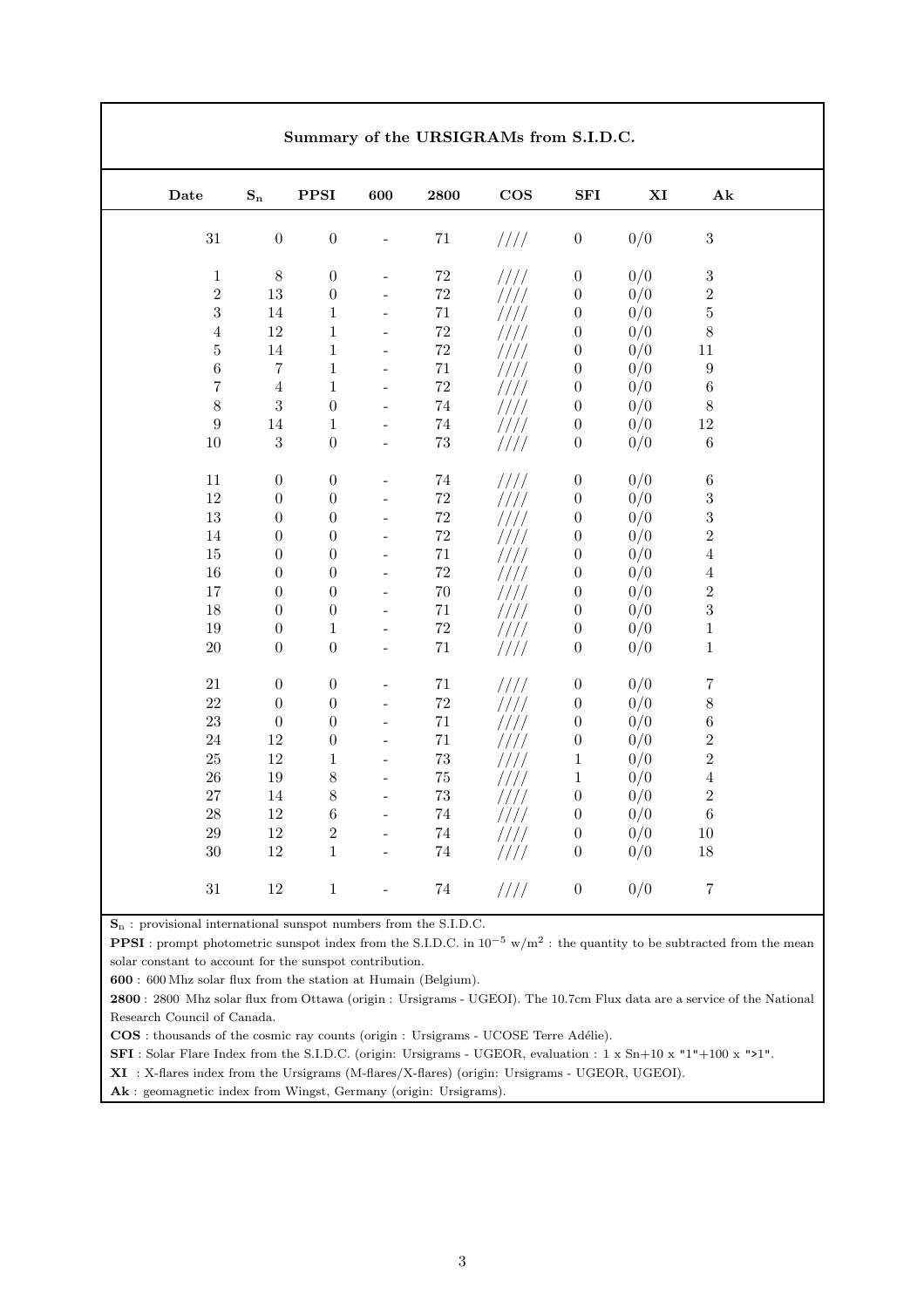**Summary of the URSIGRAMs from S.I.D.C.**

| Date | $S_n$ | PPSI | 600 | 2800 | COS | SFI | XI | Ak |
|---|---|---|---|---|---|---|---|---|
| 31 | 0 | 0 | - | 71 | //// | 0 | 0/0 | 3 |
| 1 | 8 | 0 | - | 72 | //// | 0 | 0/0 | 3 |
| 2 | 13 | 0 | - | 72 | //// | 0 | 0/0 | 2 |
| 3 | 14 | 1 | - | 71 | //// | 0 | 0/0 | 5 |
| 4 | 12 | 1 | - | 72 | //// | 0 | 0/0 | 8 |
| 5 | 14 | 1 | - | 72 | //// | 0 | 0/0 | 11 |
| 6 | 7 | 1 | - | 71 | //// | 0 | 0/0 | 9 |
| 7 | 4 | 1 | - | 72 | //// | 0 | 0/0 | 6 |
| 8 | 3 | 0 | - | 74 | //// | 0 | 0/0 | 8 |
| 9 | 14 | 1 | - | 74 | //// | 0 | 0/0 | 12 |
| 10 | 3 | 0 | - | 73 | //// | 0 | 0/0 | 6 |
| 11 | 0 | 0 | - | 74 | //// | 0 | 0/0 | 6 |
| 12 | 0 | 0 | - | 72 | //// | 0 | 0/0 | 3 |
| 13 | 0 | 0 | - | 72 | //// | 0 | 0/0 | 3 |
| 14 | 0 | 0 | - | 72 | //// | 0 | 0/0 | 2 |
| 15 | 0 | 0 | - | 71 | //// | 0 | 0/0 | 4 |
| 16 | 0 | 0 | - | 72 | //// | 0 | 0/0 | 4 |
| 17 | 0 | 0 | - | 70 | //// | 0 | 0/0 | 2 |
| 18 | 0 | 0 | - | 71 | //// | 0 | 0/0 | 3 |
| 19 | 0 | 1 | - | 72 | //// | 0 | 0/0 | 1 |
| 20 | 0 | 0 | - | 71 | //// | 0 | 0/0 | 1 |
| 21 | 0 | 0 | - | 71 | //// | 0 | 0/0 | 7 |
| 22 | 0 | 0 | - | 72 | //// | 0 | 0/0 | 8 |
| 23 | 0 | 0 | - | 71 | //// | 0 | 0/0 | 6 |
| 24 | 12 | 0 | - | 71 | //// | 0 | 0/0 | 2 |
| 25 | 12 | 1 | - | 73 | //// | 1 | 0/0 | 2 |
| 26 | 19 | 8 | - | 75 | //// | 1 | 0/0 | 4 |
| 27 | 14 | 8 | - | 73 | //// | 0 | 0/0 | 2 |
| 28 | 12 | 6 | - | 74 | //// | 0 | 0/0 | 6 |
| 29 | 12 | 2 | - | 74 | //// | 0 | 0/0 | 10 |
| 30 | 12 | 1 | - | 74 | //// | 0 | 0/0 | 18 |
| 31 | 12 | 1 | - | 74 | //// | 0 | 0/0 | 7 |

**$S_n$** : provisional international sunspot numbers from the S.I.D.C.

**PPSI** : prompt photometric sunspot index from the S.I.D.C. in $10^{-5}$ w/m$^2$ : the quantity to be subtracted from the mean solar constant to account for the sunspot contribution.

**600** : 600 Mhz solar flux from the station at Humain (Belgium).

**2800** : 2800 Mhz solar flux from Ottawa (origin : Ursigrams - UGEOI). The 10.7cm Flux data are a service of the National Research Council of Canada.

**COS** : thousands of the cosmic ray counts (origin : Ursigrams - UCOSE Terre Adélie).

**SFI** : Solar Flare Index from the S.I.D.C. (origin: Ursigrams - UGEOR, evaluation : 1 x Sn+10 x "1"+100 x ">1".

**XI** : X-flares index from the Ursigrams (M-flares/X-flares) (origin: Ursigrams - UGEOR, UGEOI).

**Ak** : geomagnetic index from Wingst, Germany (origin: Ursigrams).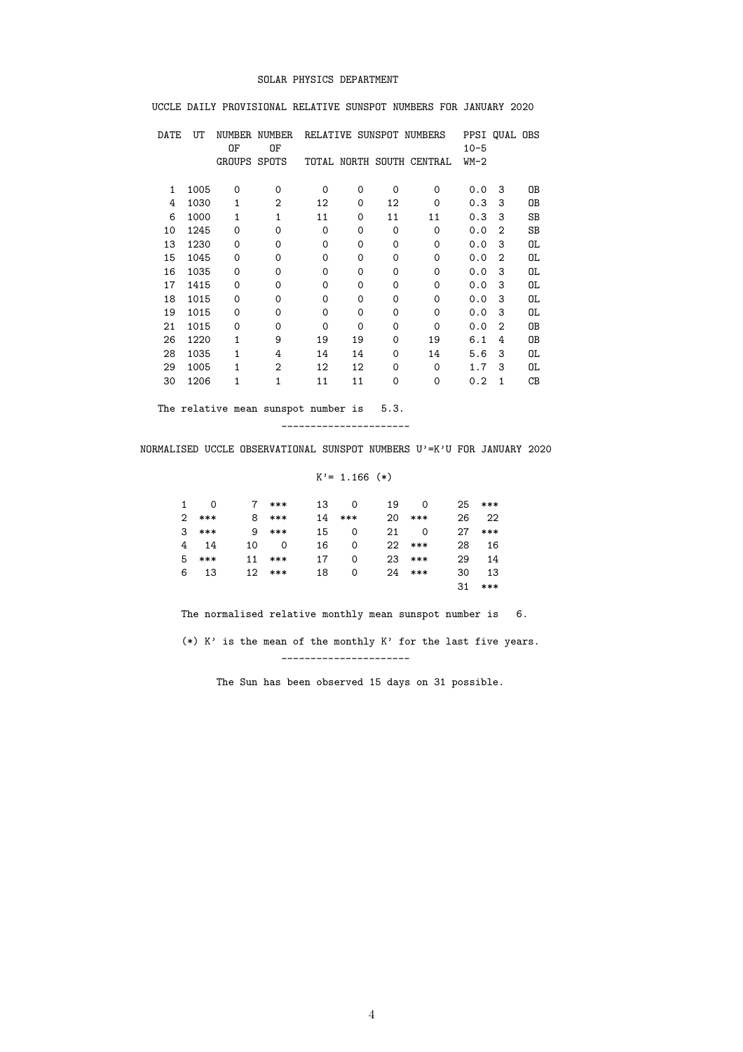SOLAR PHYSICS DEPARTMENT

UCCLE DAILY PROVISIONAL RELATIVE SUNSPOT NUMBERS FOR JANUARY 2020

| DATE | UT | NUMBER OF GROUPS | NUMBER OF SPOTS | RELATIVE SUNSPOT NUMBERS TOTAL | NORTH | SOUTH | CENTRAL | PPSI 10-5 WM-2 | QUAL | OBS |
|---|---|---|---|---|---|---|---|---|---|---|
| 1 | 1005 | 0 | 0 | 0 | 0 | 0 | 0 | 0.0 | 3 | OB |
| 4 | 1030 | 1 | 2 | 12 | 0 | 12 | 0 | 0.3 | 3 | OB |
| 6 | 1000 | 1 | 1 | 11 | 0 | 11 | 11 | 0.3 | 3 | SB |
| 10 | 1245 | 0 | 0 | 0 | 0 | 0 | 0 | 0.0 | 2 | SB |
| 13 | 1230 | 0 | 0 | 0 | 0 | 0 | 0 | 0.0 | 3 | OL |
| 15 | 1045 | 0 | 0 | 0 | 0 | 0 | 0 | 0.0 | 2 | OL |
| 16 | 1035 | 0 | 0 | 0 | 0 | 0 | 0 | 0.0 | 3 | OL |
| 17 | 1415 | 0 | 0 | 0 | 0 | 0 | 0 | 0.0 | 3 | OL |
| 18 | 1015 | 0 | 0 | 0 | 0 | 0 | 0 | 0.0 | 3 | OL |
| 19 | 1015 | 0 | 0 | 0 | 0 | 0 | 0 | 0.0 | 3 | OL |
| 21 | 1015 | 0 | 0 | 0 | 0 | 0 | 0 | 0.0 | 2 | OB |
| 26 | 1220 | 1 | 9 | 19 | 19 | 0 | 19 | 6.1 | 4 | OB |
| 28 | 1035 | 1 | 4 | 14 | 14 | 0 | 14 | 5.6 | 3 | OL |
| 29 | 1005 | 1 | 2 | 12 | 12 | 0 | 0 | 1.7 | 3 | OL |
| 30 | 1206 | 1 | 1 | 11 | 11 | 0 | 0 | 0.2 | 1 | CB |

The relative mean sunspot number is 5.3.

----------------------

NORMALISED UCCLE OBSERVATIONAL SUNSPOT NUMBERS U'=K'U FOR JANUARY 2020

K'= 1.166 (*)

| | | | | | | | | | |
|---|---|---|---|---|---|---|---|---|---|
| 1 | 0 | 7 | *** | 13 | 0 | 19 | 0 | 25 | *** |
| 2 | *** | 8 | *** | 14 | *** | 20 | *** | 26 | 22 |
| 3 | *** | 9 | *** | 15 | 0 | 21 | 0 | 27 | *** |
| 4 | 14 | 10 | 0 | 16 | 0 | 22 | *** | 28 | 16 |
| 5 | *** | 11 | *** | 17 | 0 | 23 | *** | 29 | 14 |
| 6 | 13 | 12 | *** | 18 | 0 | 24 | *** | 30 | 13 |
| | | | | | | | | 31 | *** |

The normalised relative monthly mean sunspot number is 6.

(*) K' is the mean of the monthly K' for the last five years.

----------------------

The Sun has been observed 15 days on 31 possible.